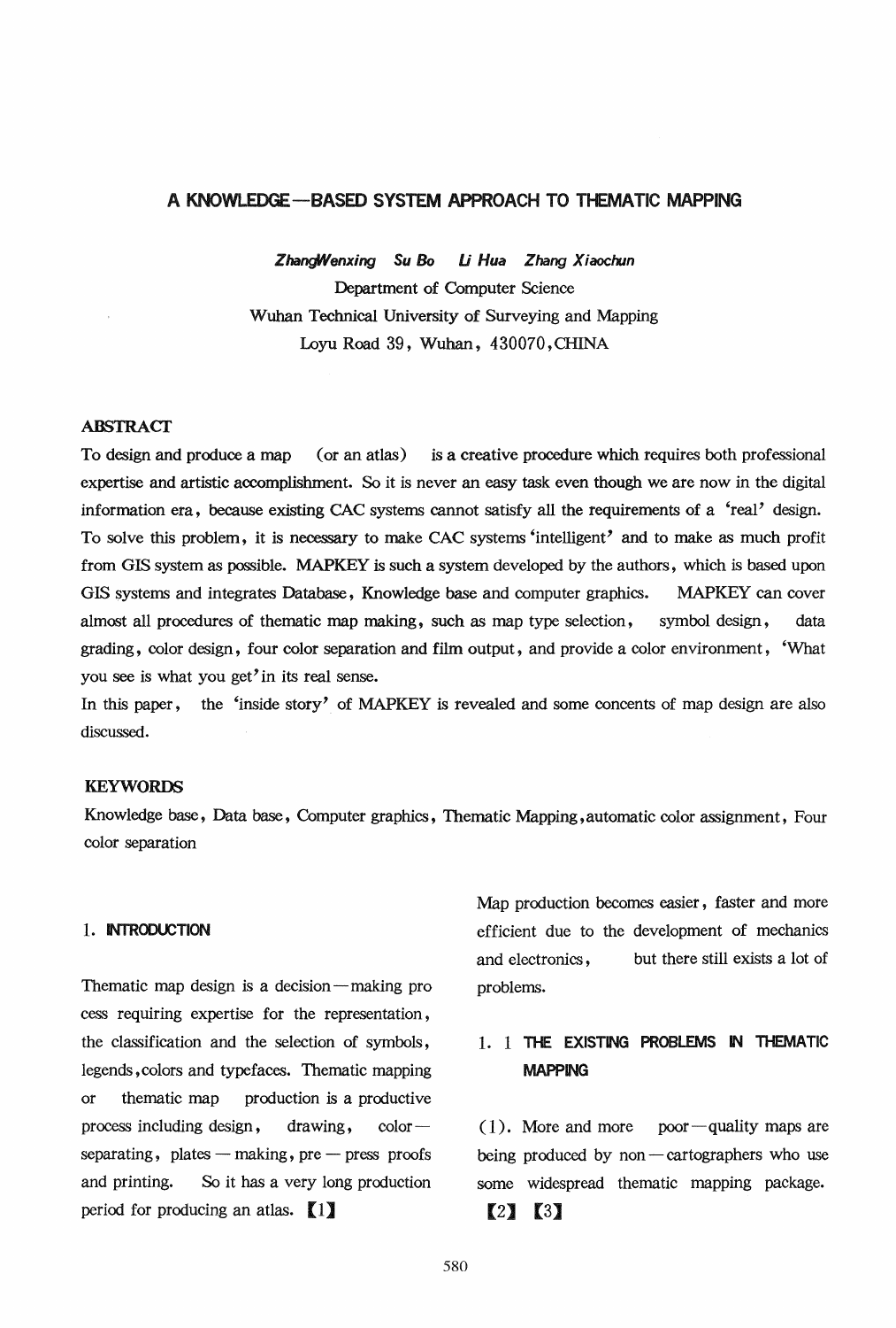# A KNOWLEDGE—BASED SYSTEM APPROACH TO THEMATIC MAPPING

*ZhangWenxing Su Bo Li Hua Zhang Xiaochun*

Department of Computer Science
Wuhan Technical University of Surveying and Mapping
Loyu Road 39, Wuhan, 430070, CHINA

## ABSTRACT

To design and produce a map (or an atlas) is a creative procedure which requires both professional expertise and artistic accomplishment. So it is never an easy task even though we are now in the digital information era, because existing CAC systems cannot satisfy all the requirements of a 'real' design. To solve this problem, it is necessary to make CAC systems 'intelligent' and to make as much profit from GIS system as possible. MAPKEY is such a system developed by the authors, which is based upon GIS systems and integrates Database, Knowledge base and computer graphics. MAPKEY can cover almost all procedures of thematic map making, such as map type selection, symbol design, data grading, color design, four color separation and film output, and provide a color environment, 'What you see is what you get' in its real sense.

In this paper, the 'inside story' of MAPKEY is revealed and some concents of map design are also discussed.

## KEYWORDS

Knowledge base, Data base, Computer graphics, Thematic Mapping, automatic color assignment, Four color separation

## 1. INTRODUCTION

Thematic map design is a decision—making process requiring expertise for the representation, the classification and the selection of symbols, legends, colors and typefaces. Thematic mapping or thematic map production is a productive process including design, drawing, color—separating, plates — making, pre — press proofs and printing. So it has a very long production period for producing an atlas. 【1】

Map production becomes easier, faster and more efficient due to the development of mechanics and electronics, but there still exists a lot of problems.

### 1. 1 THE EXISTING PROBLEMS IN THEMATIC MAPPING

(1). More and more poor—quality maps are being produced by non — cartographers who use some widespread thematic mapping package. 【2】【3】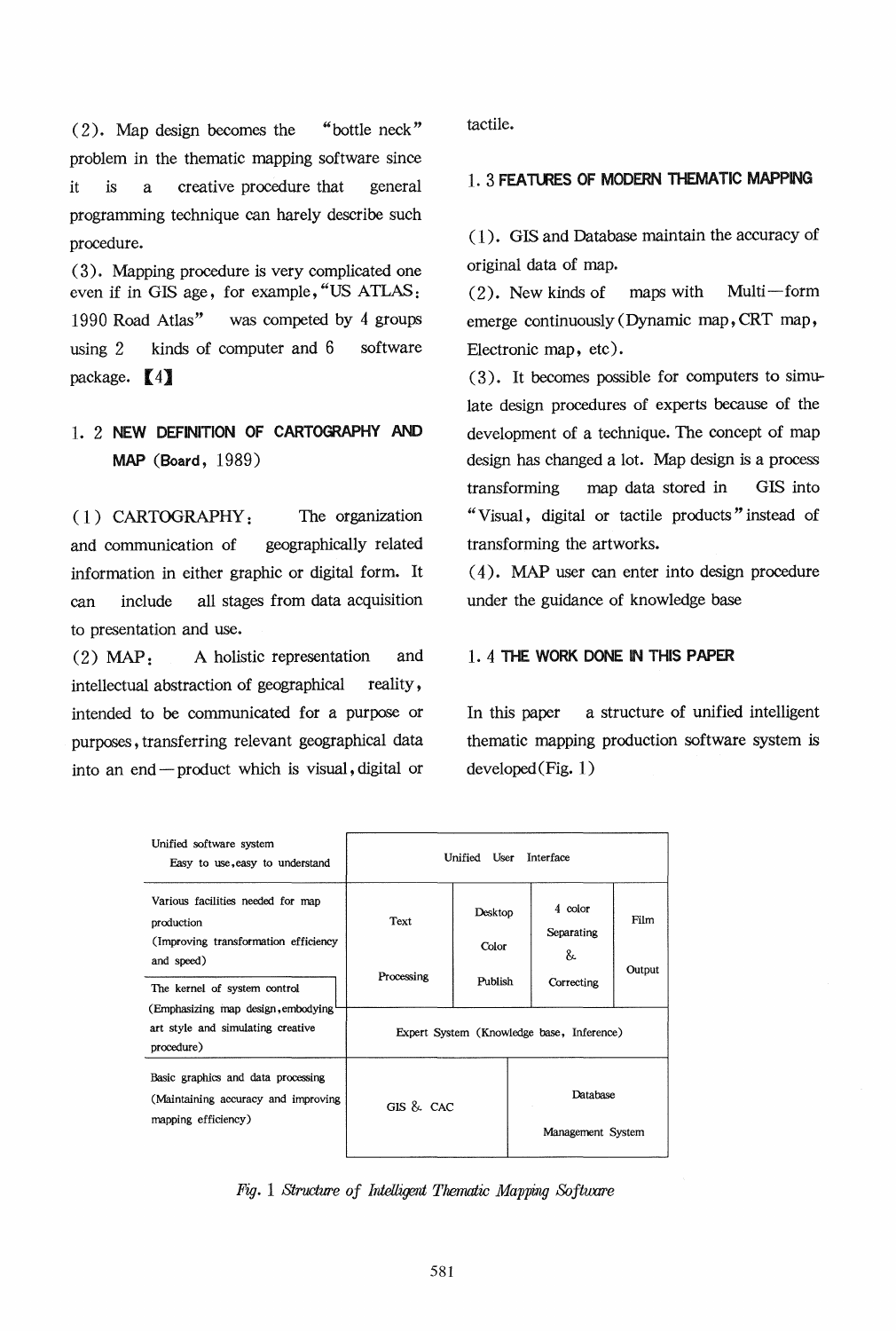(2). Map design becomes the "bottle neck" problem in the thematic mapping software since it is a creative procedure that general programming technique can harely describe such procedure.

(3). Mapping procedure is very complicated one even if in GIS age, for example, "US ATLAS: 1990 Road Atlas" was competed by 4 groups using 2 kinds of computer and 6 software package. 【4】

## 1. 2 NEW DEFINITION OF CARTOGRAPHY AND MAP (Board, 1989)

(1) CARTOGRAPHY: The organization and communication of geographically related information in either graphic or digital form. It can include all stages from data acquisition to presentation and use.

(2) MAP: A holistic representation and intellectual abstraction of geographical reality, intended to be communicated for a purpose or purposes, transferring relevant geographical data into an end—product which is visual, digital or tactile.

## 1. 3 FEATURES OF MODERN THEMATIC MAPPING

(1). GIS and Database maintain the accuracy of original data of map.

(2). New kinds of maps with Multi—form emerge continuously (Dynamic map, CRT map, Electronic map, etc).

(3). It becomes possible for computers to simulate design procedures of experts because of the development of a technique. The concept of map design has changed a lot. Map design is a process transforming map data stored in GIS into "Visual, digital or tactile products" instead of transforming the artworks.

(4). MAP user can enter into design procedure under the guidance of knowledge base

## 1. 4 THE WORK DONE IN THIS PAPER

In this paper a structure of unified intelligent thematic mapping production software system is developed (Fig. 1)

| Layer | | | | |
|---|---|---|---|---|
| Unified software system<br>Easy to use, easy to understand | Unified User Interface | | | |
| Various facilities needed for map production<br>(Improving transformation efficiency and speed) | Text Processing | Desktop Color Publish | 4 color Separating & Correcting | Film Output |
| The kernel of system control<br>(Emphasizing map design, embodying art style and simulating creative procedure) | Expert System (Knowledge base, Inference) | | | |
| Basic graphics and data processing<br>(Maintaining accuracy and improving mapping efficiency) | GIS & CAC | | Database Management System | |

*Fig. 1 Structure of Intelligent Thematic Mapping Software*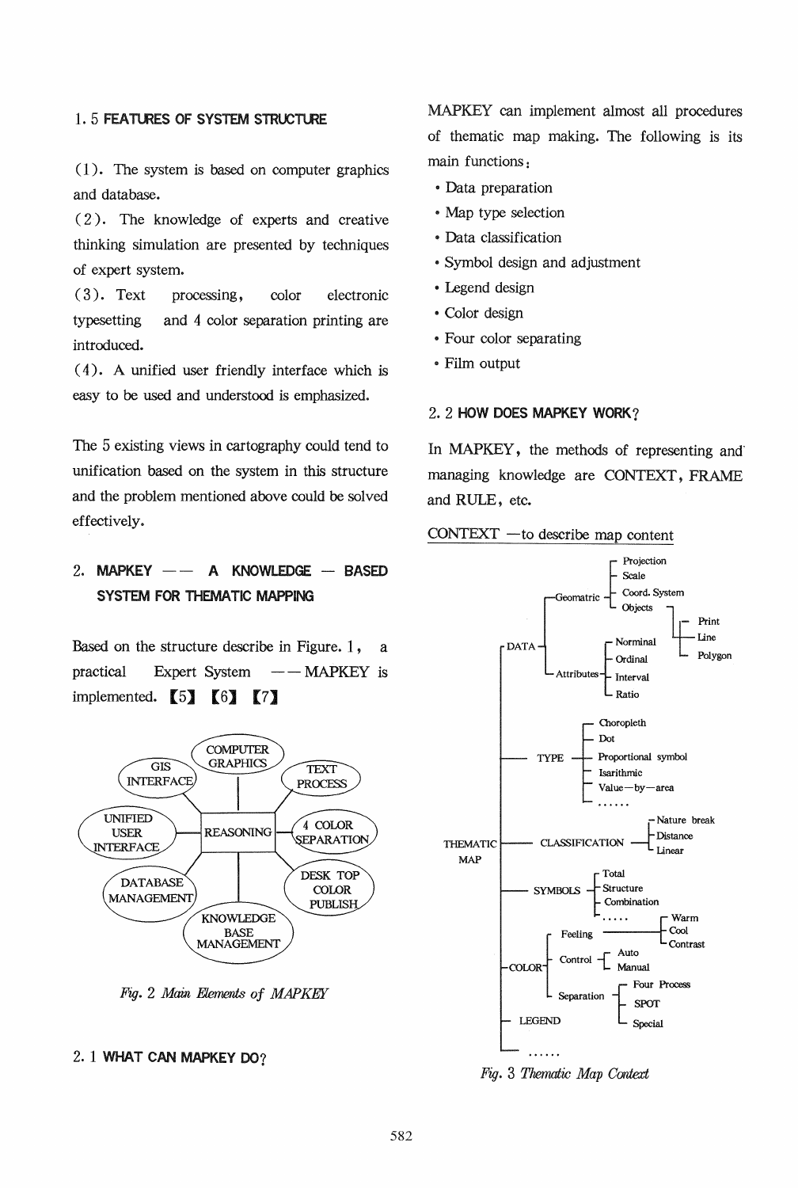### 1. 5 FEATURES OF SYSTEM STRUCTURE

(1). The system is based on computer graphics and database.
(2). The knowledge of experts and creative thinking simulation are presented by techniques of expert system.
(3). Text processing, color electronic typesetting and 4 color separation printing are introduced.
(4). A unified user friendly interface which is easy to be used and understood is emphasized.

The 5 existing views in cartography could tend to unification based on the system in this structure and the problem mentioned above could be solved effectively.

## 2. MAPKEY —— A KNOWLEDGE — BASED SYSTEM FOR THEMATIC MAPPING

Based on the structure describe in Figure. 1, a practical Expert System ——MAPKEY is implemented. 【5】【6】【7】

*Fig. 2 Main Elements of MAPKEY*

### 2. 1 WHAT CAN MAPKEY DO?

MAPKEY can implement almost all procedures of thematic map making. The following is its main functions:

- Data preparation
- Map type selection
- Data classification
- Symbol design and adjustment
- Legend design
- Color design
- Four color separating
- Film output

### 2. 2 HOW DOES MAPKEY WORK?

In MAPKEY, the methods of representing and managing knowledge are CONTEXT, FRAME and RULE, etc.

CONTEXT —to describe map content

*Fig. 3 Thematic Map Context*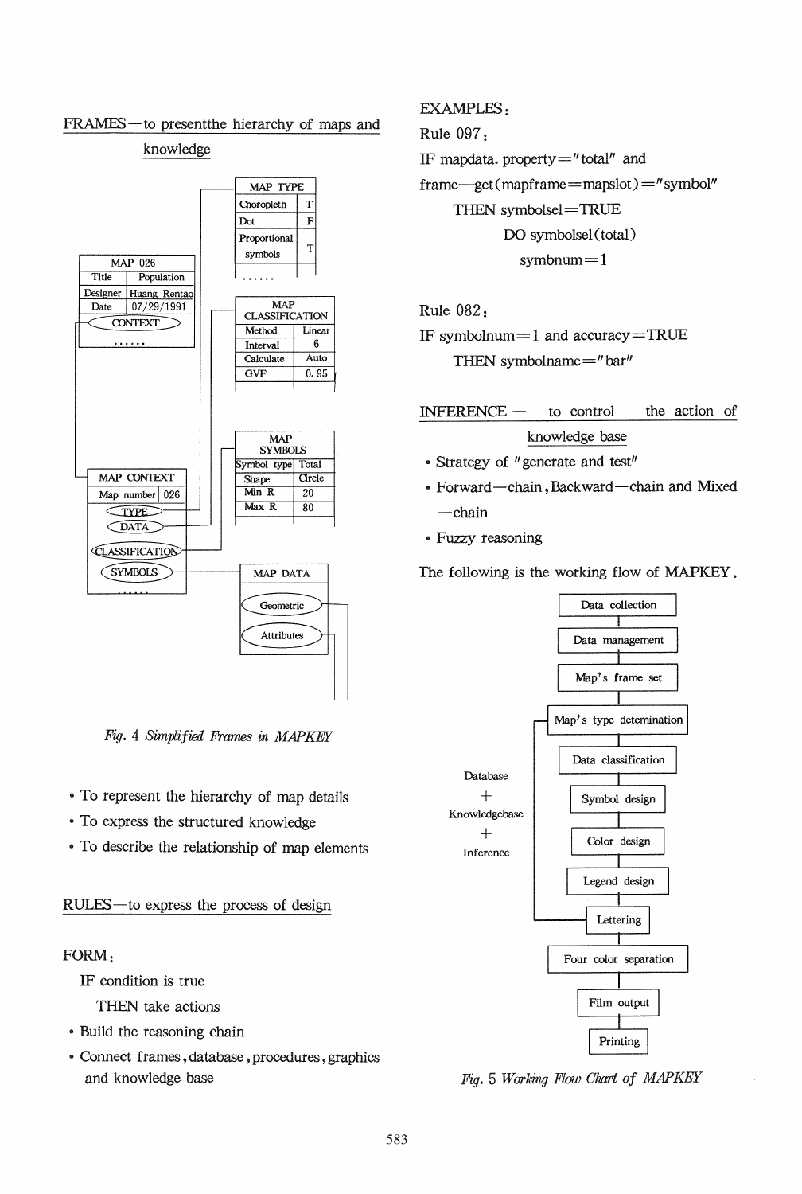FRAMES—to presentthe hierarchy of maps and knowledge

| MAP 026 | |
|---|---|
| Title | Population |
| Designer | Huang Rentao |
| Date | 07/29/1991 |
| CONTEXT | |
| ...... | |

| MAP TYPE | |
|---|---|
| Choropleth | T |
| Dot | F |
| Proportional symbols | T |
| ...... | |

| MAP CLASSIFICATION | |
|---|---|
| Method | Linear |
| Interval | 6 |
| Calculate | Auto |
| GVF | 0.95 |

| MAP SYMBOLS | |
|---|---|
| Symbol type | Total |
| Shape | Circle |
| Min R | 20 |
| Max R | 80 |

| MAP CONTEXT | |
|---|---|
| Map number | 026 |
| TYPE | |
| DATA | |
| CLASSIFICATION | |
| SYMBOLS | |
| ...... | |

| MAP DATA |
|---|
| Geometric |
| Attributes |

*Fig. 4 Simplified Frames in MAPKEY*

- To represent the hierarchy of map details
- To express the structured knowledge
- To describe the relationship of map elements

RULES—to express the process of design

FORM:

IF condition is true

THEN take actions

- Build the reasoning chain
- Connect frames, database, procedures, graphics and knowledge base

EXAMPLES:

Rule 097:

IF mapdata. property="total" and

frame—get(mapframe=mapslot)="symbol"

THEN symbolsel=TRUE

DO symbolsel(total)

symbnum=1

Rule 082:

IF symbolnum=1 and accuracy=TRUE

THEN symbolname="bar"

INFERENCE — to control the action of knowledge base

- Strategy of "generate and test"
- Forward—chain, Backward—chain and Mixed—chain
- Fuzzy reasoning

The following is the working flow of MAPKEY.

Data collection → Data management → Map's frame set → Map's type detemination → Data classification → Symbol design → Color design → Legend design → Lettering → Four color separation → Film output → Printing

(Database + Knowledgebase + Inference: Map's type detemination through Lettering)

*Fig. 5 Working Flow Chart of MAPKEY*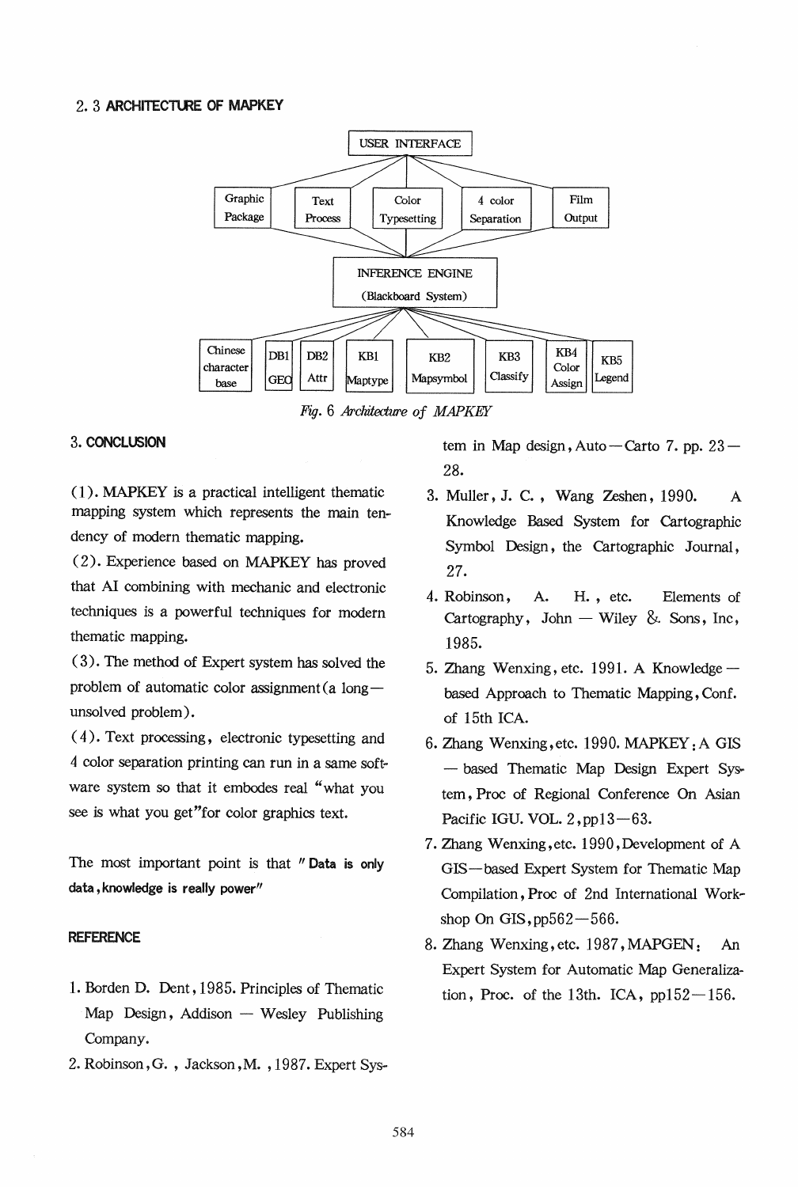## 2.3 ARCHITECTURE OF MAPKEY

USER INTERFACE

Graphic Package

Text Process

Color Typesetting

4 color Separation

Film Output

INFERENCE ENGINE (Blackboard System)

Chinese character base

DB1 GEO

DB2 Attr

KB1 Maptype

KB2 Mapsymbol

KB3 Classify

KB4 Color Assign

KB5 Legend

*Fig.* 6 *Architecture of MAPKEY*

## 3. CONCLUSION

(1). MAPKEY is a practical intelligent thematic mapping system which represents the main tendency of modern thematic mapping.

(2). Experience based on MAPKEY has proved that AI combining with mechanic and electronic techniques is a powerful techniques for modern thematic mapping.

(3). The method of Expert system has solved the problem of automatic color assignment (a long—unsolved problem).

(4). Text processing, electronic typesetting and 4 color separation printing can run in a same software system so that it embodies real "what you see is what you get" for color graphics text.

The most important point is that "**Data is only data, knowledge is really power**"

## REFERENCE

1. Borden D. Dent, 1985. Principles of Thematic Map Design, Addison — Wesley Publishing Company.
2. Robinson, G., Jackson, M., 1987. Expert System in Map design, Auto—Carto 7. pp. 23—28.
3. Muller, J. C., Wang Zeshen, 1990. A Knowledge Based System for Cartographic Symbol Design, the Cartographic Journal, 27.
4. Robinson, A. H., etc. Elements of Cartography, John — Wiley & Sons, Inc, 1985.
5. Zhang Wenxing, etc. 1991. A Knowledge—based Approach to Thematic Mapping, Conf. of 15th ICA.
6. Zhang Wenxing, etc. 1990. MAPKEY: A GIS — based Thematic Map Design Expert System, Proc of Regional Conference On Asian Pacific IGU. VOL. 2, pp13—63.
7. Zhang Wenxing, etc. 1990, Development of A GIS—based Expert System for Thematic Map Compilation, Proc of 2nd International Workshop On GIS, pp562—566.
8. Zhang Wenxing, etc. 1987, MAPGEN: An Expert System for Automatic Map Generalization, Proc. of the 13th. ICA, pp152—156.